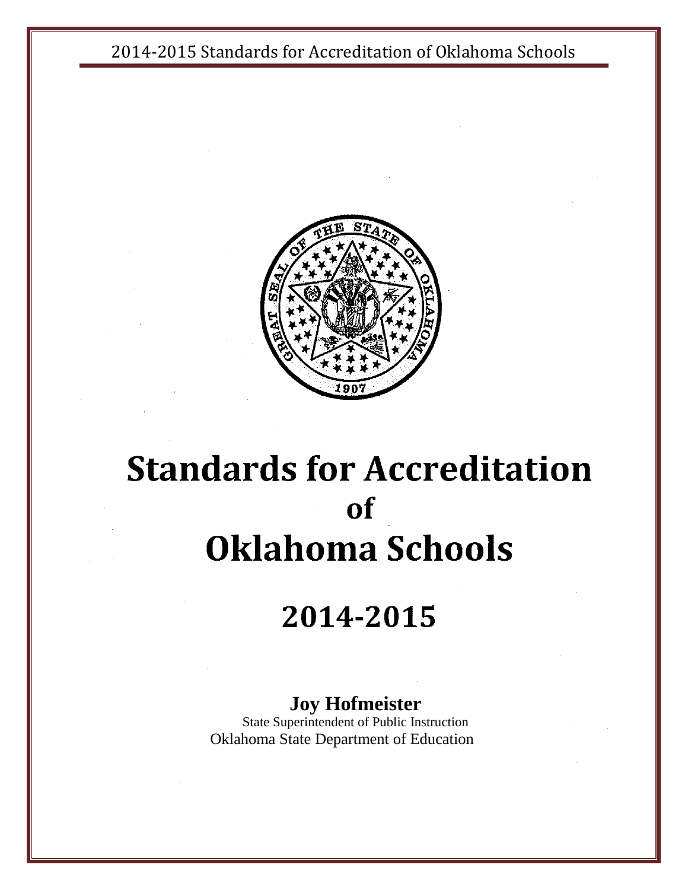# Standards for Accreditation of Oklahoma Schools

## 2014-2015

**Joy Hofmeister**

State Superintendent of Public Instruction

Oklahoma State Department of Education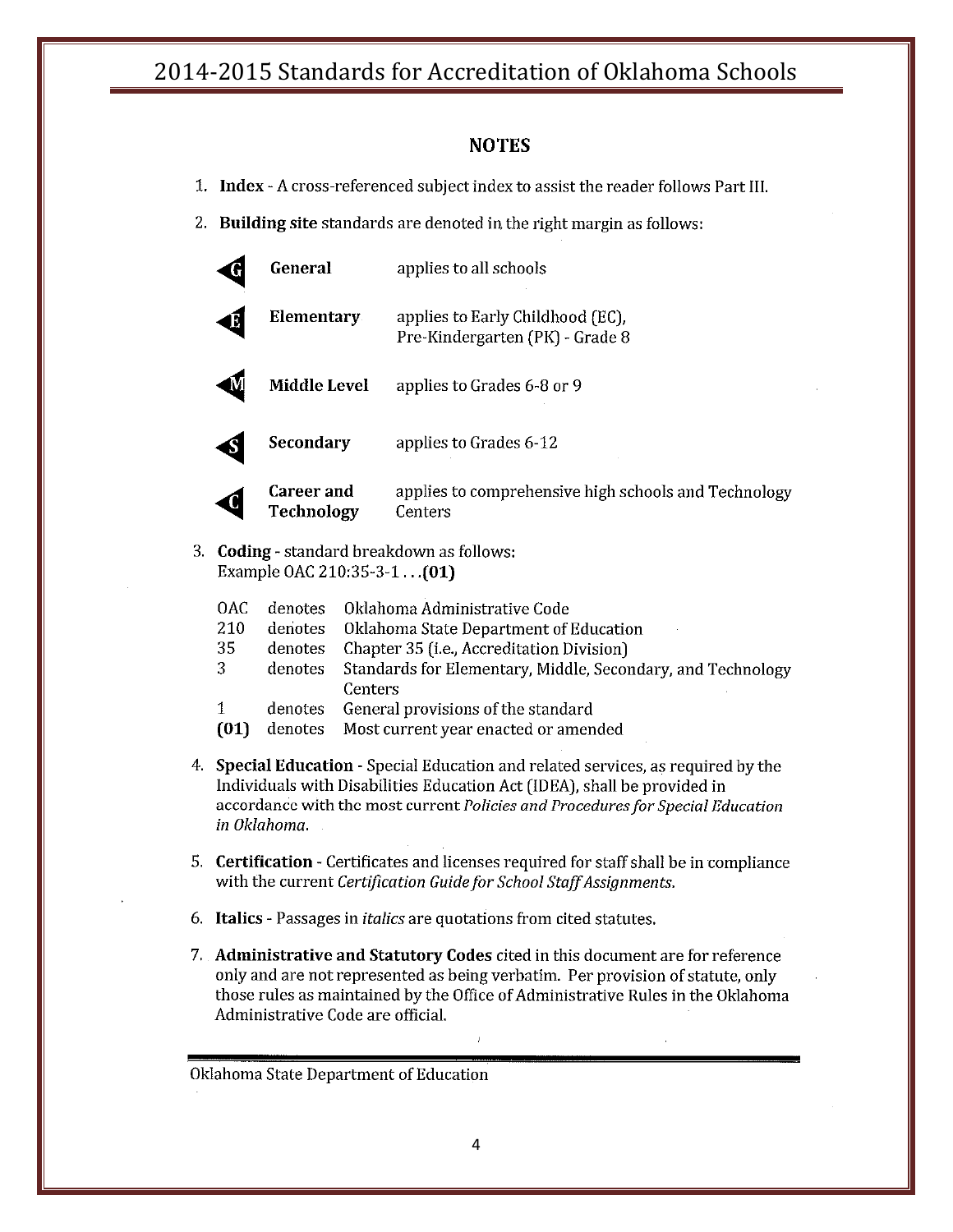## NOTES

1. **Index** - A cross-referenced subject index to assist the reader follows Part III.

2. **Building site** standards are denoted in the right margin as follows:

| | | |
|---|---|---|
| G | **General** | applies to all schools |
| E | **Elementary** | applies to Early Childhood (EC), Pre-Kindergarten (PK) - Grade 8 |
| M | **Middle Level** | applies to Grades 6-8 or 9 |
| S | **Secondary** | applies to Grades 6-12 |
| C | **Career and Technology** | applies to comprehensive high schools and Technology Centers |

3. **Coding** - standard breakdown as follows:
   Example OAC 210:35-3-1 . . .**(01)**

| | | |
|---|---|---|
| OAC | denotes | Oklahoma Administrative Code |
| 210 | denotes | Oklahoma State Department of Education |
| 35 | denotes | Chapter 35 (i.e., Accreditation Division) |
| 3 | denotes | Standards for Elementary, Middle, Secondary, and Technology Centers |
| 1 | denotes | General provisions of the standard |
| **(01)** | denotes | Most current year enacted or amended |

4. **Special Education** - Special Education and related services, as required by the Individuals with Disabilities Education Act (IDEA), shall be provided in accordance with the most current *Policies and Procedures for Special Education in Oklahoma*.

5. **Certification** - Certificates and licenses required for staff shall be in compliance with the current *Certification Guide for School Staff Assignments*.

6. **Italics** - Passages in *italics* are quotations from cited statutes.

7. **Administrative and Statutory Codes** cited in this document are for reference only and are not represented as being verbatim. Per provision of statute, only those rules as maintained by the Office of Administrative Rules in the Oklahoma Administrative Code are official.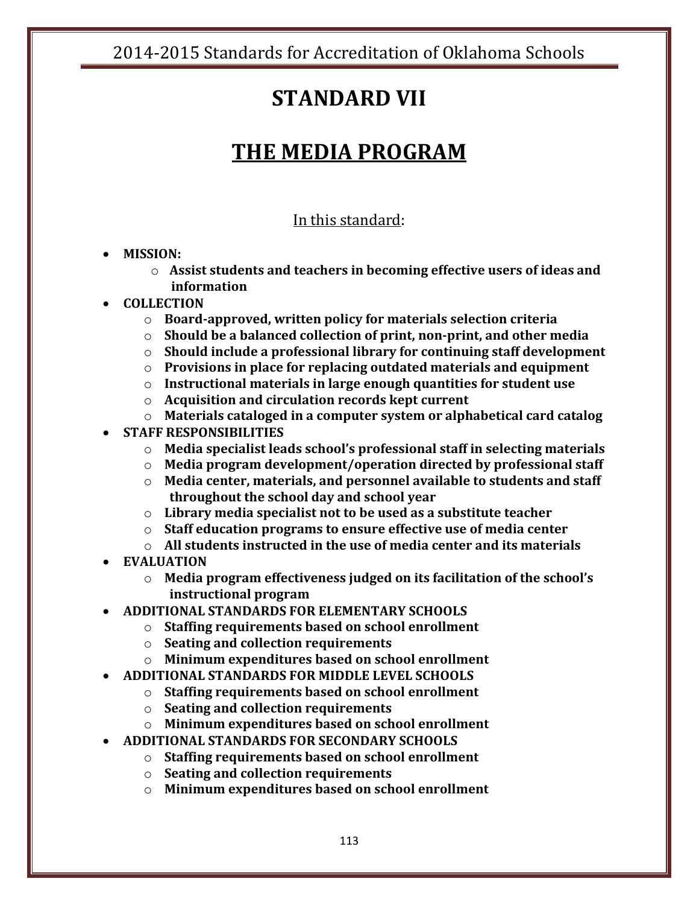# STANDARD VII

## THE MEDIA PROGRAM

In this standard:

- **MISSION:**
  - **Assist students and teachers in becoming effective users of ideas and information**
- **COLLECTION**
  - **Board-approved, written policy for materials selection criteria**
  - **Should be a balanced collection of print, non-print, and other media**
  - **Should include a professional library for continuing staff development**
  - **Provisions in place for replacing outdated materials and equipment**
  - **Instructional materials in large enough quantities for student use**
  - **Acquisition and circulation records kept current**
  - **Materials cataloged in a computer system or alphabetical card catalog**
- **STAFF RESPONSIBILITIES**
  - **Media specialist leads school's professional staff in selecting materials**
  - **Media program development/operation directed by professional staff**
  - **Media center, materials, and personnel available to students and staff throughout the school day and school year**
  - **Library media specialist not to be used as a substitute teacher**
  - **Staff education programs to ensure effective use of media center**
  - **All students instructed in the use of media center and its materials**
- **EVALUATION**
  - **Media program effectiveness judged on its facilitation of the school's instructional program**
- **ADDITIONAL STANDARDS FOR ELEMENTARY SCHOOLS**
  - **Staffing requirements based on school enrollment**
  - **Seating and collection requirements**
  - **Minimum expenditures based on school enrollment**
- **ADDITIONAL STANDARDS FOR MIDDLE LEVEL SCHOOLS**
  - **Staffing requirements based on school enrollment**
  - **Seating and collection requirements**
  - **Minimum expenditures based on school enrollment**
- **ADDITIONAL STANDARDS FOR SECONDARY SCHOOLS**
  - **Staffing requirements based on school enrollment**
  - **Seating and collection requirements**
  - **Minimum expenditures based on school enrollment**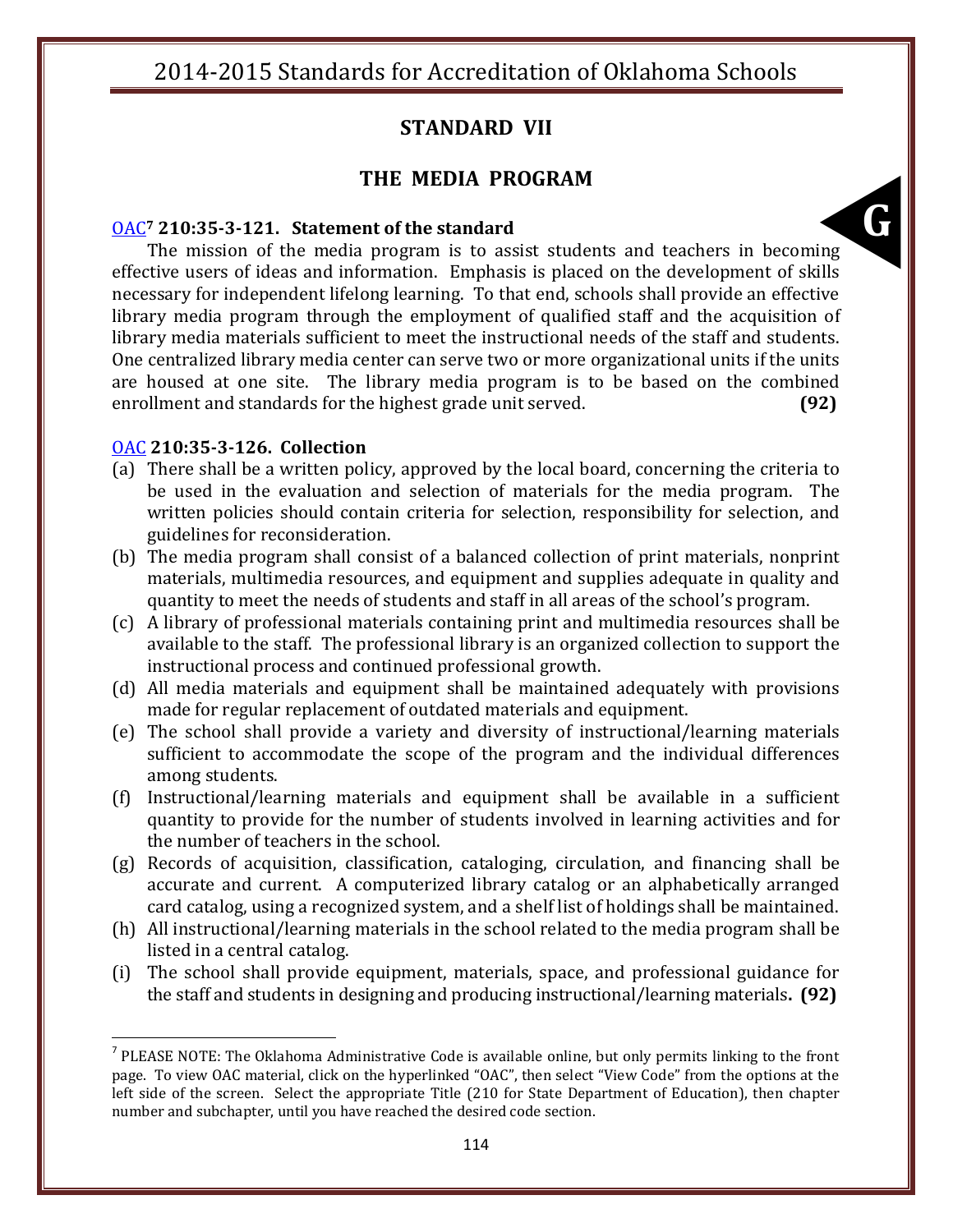## STANDARD VII

## THE MEDIA PROGRAM

**G**

OAC[7] **210:35-3-121. Statement of the standard**

The mission of the media program is to assist students and teachers in becoming effective users of ideas and information. Emphasis is placed on the development of skills necessary for independent lifelong learning. To that end, schools shall provide an effective library media program through the employment of qualified staff and the acquisition of library media materials sufficient to meet the instructional needs of the staff and students. One centralized library media center can serve two or more organizational units if the units are housed at one site. The library media program is to be based on the combined enrollment and standards for the highest grade unit served. **(92)**

OAC **210:35-3-126. Collection**

(a) There shall be a written policy, approved by the local board, concerning the criteria to be used in the evaluation and selection of materials for the media program. The written policies should contain criteria for selection, responsibility for selection, and guidelines for reconsideration.

(b) The media program shall consist of a balanced collection of print materials, nonprint materials, multimedia resources, and equipment and supplies adequate in quality and quantity to meet the needs of students and staff in all areas of the school's program.

(c) A library of professional materials containing print and multimedia resources shall be available to the staff. The professional library is an organized collection to support the instructional process and continued professional growth.

(d) All media materials and equipment shall be maintained adequately with provisions made for regular replacement of outdated materials and equipment.

(e) The school shall provide a variety and diversity of instructional/learning materials sufficient to accommodate the scope of the program and the individual differences among students.

(f) Instructional/learning materials and equipment shall be available in a sufficient quantity to provide for the number of students involved in learning activities and for the number of teachers in the school.

(g) Records of acquisition, classification, cataloging, circulation, and financing shall be accurate and current. A computerized library catalog or an alphabetically arranged card catalog, using a recognized system, and a shelf list of holdings shall be maintained.

(h) All instructional/learning materials in the school related to the media program shall be listed in a central catalog.

(i) The school shall provide equipment, materials, space, and professional guidance for the staff and students in designing and producing instructional/learning materials. **(92)**

---

[7] PLEASE NOTE: The Oklahoma Administrative Code is available online, but only permits linking to the front page. To view OAC material, click on the hyperlinked "OAC", then select "View Code" from the options at the left side of the screen. Select the appropriate Title (210 for State Department of Education), then chapter number and subchapter, until you have reached the desired code section.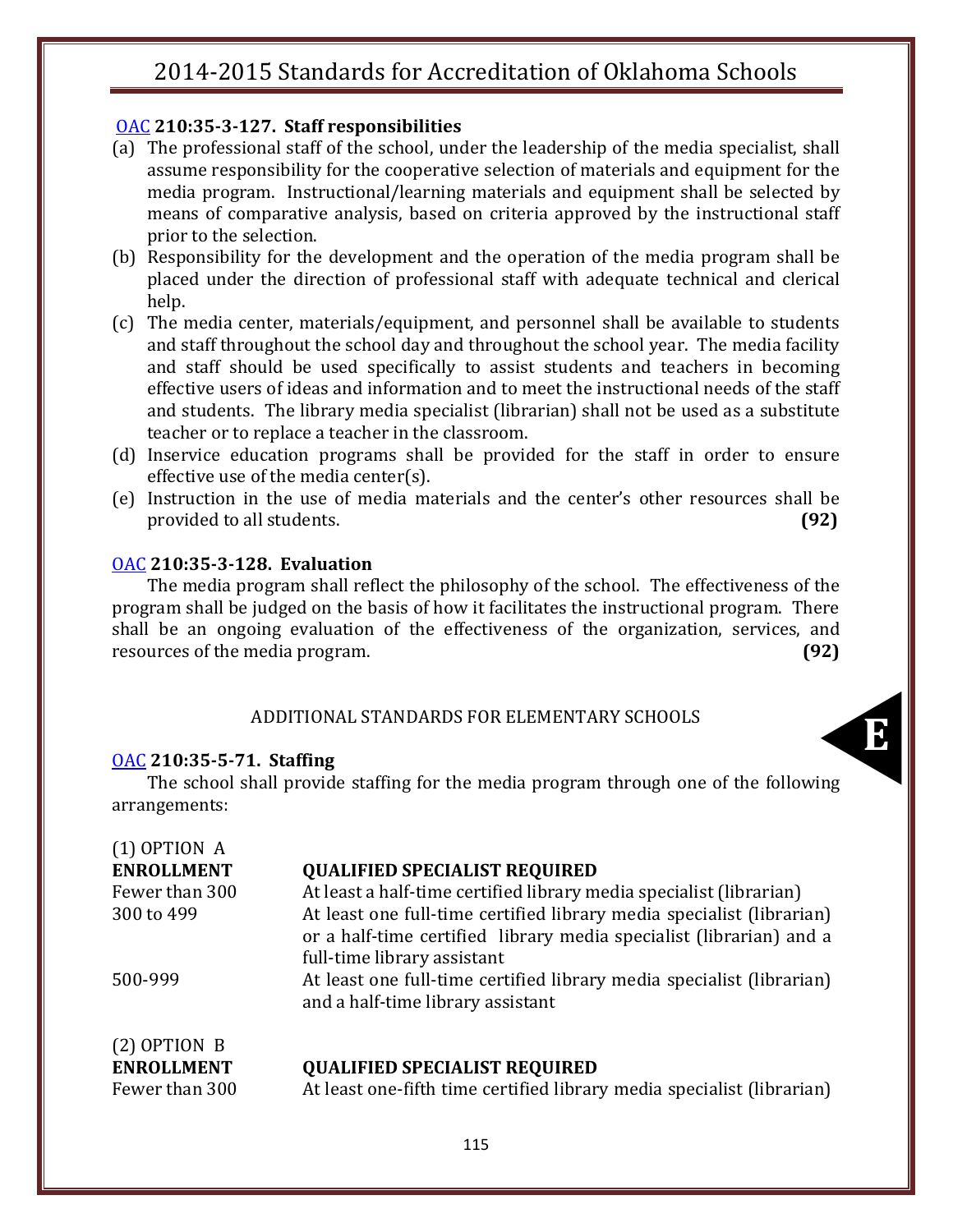[OAC](#) **210:35-3-127. Staff responsibilities**

(a) The professional staff of the school, under the leadership of the media specialist, shall assume responsibility for the cooperative selection of materials and equipment for the media program. Instructional/learning materials and equipment shall be selected by means of comparative analysis, based on criteria approved by the instructional staff prior to the selection.

(b) Responsibility for the development and the operation of the media program shall be placed under the direction of professional staff with adequate technical and clerical help.

(c) The media center, materials/equipment, and personnel shall be available to students and staff throughout the school day and throughout the school year. The media facility and staff should be used specifically to assist students and teachers in becoming effective users of ideas and information and to meet the instructional needs of the staff and students. The library media specialist (librarian) shall not be used as a substitute teacher or to replace a teacher in the classroom.

(d) Inservice education programs shall be provided for the staff in order to ensure effective use of the media center(s).

(e) Instruction in the use of media materials and the center's other resources shall be provided to all students. **(92)**

[OAC](#) **210:35-3-128. Evaluation**

The media program shall reflect the philosophy of the school. The effectiveness of the program shall be judged on the basis of how it facilitates the instructional program. There shall be an ongoing evaluation of the effectiveness of the organization, services, and resources of the media program. **(92)**

ADDITIONAL STANDARDS FOR ELEMENTARY SCHOOLS

E

[OAC](#) **210:35-5-71. Staffing**

The school shall provide staffing for the media program through one of the following arrangements:

(1) OPTION A

| **ENROLLMENT** | **QUALIFIED SPECIALIST REQUIRED** |
| --- | --- |
| Fewer than 300 | At least a half-time certified library media specialist (librarian) |
| 300 to 499 | At least one full-time certified library media specialist (librarian) or a half-time certified library media specialist (librarian) and a full-time library assistant |
| 500-999 | At least one full-time certified library media specialist (librarian) and a half-time library assistant |

(2) OPTION B

| **ENROLLMENT** | **QUALIFIED SPECIALIST REQUIRED** |
| --- | --- |
| Fewer than 300 | At least one-fifth time certified library media specialist (librarian) |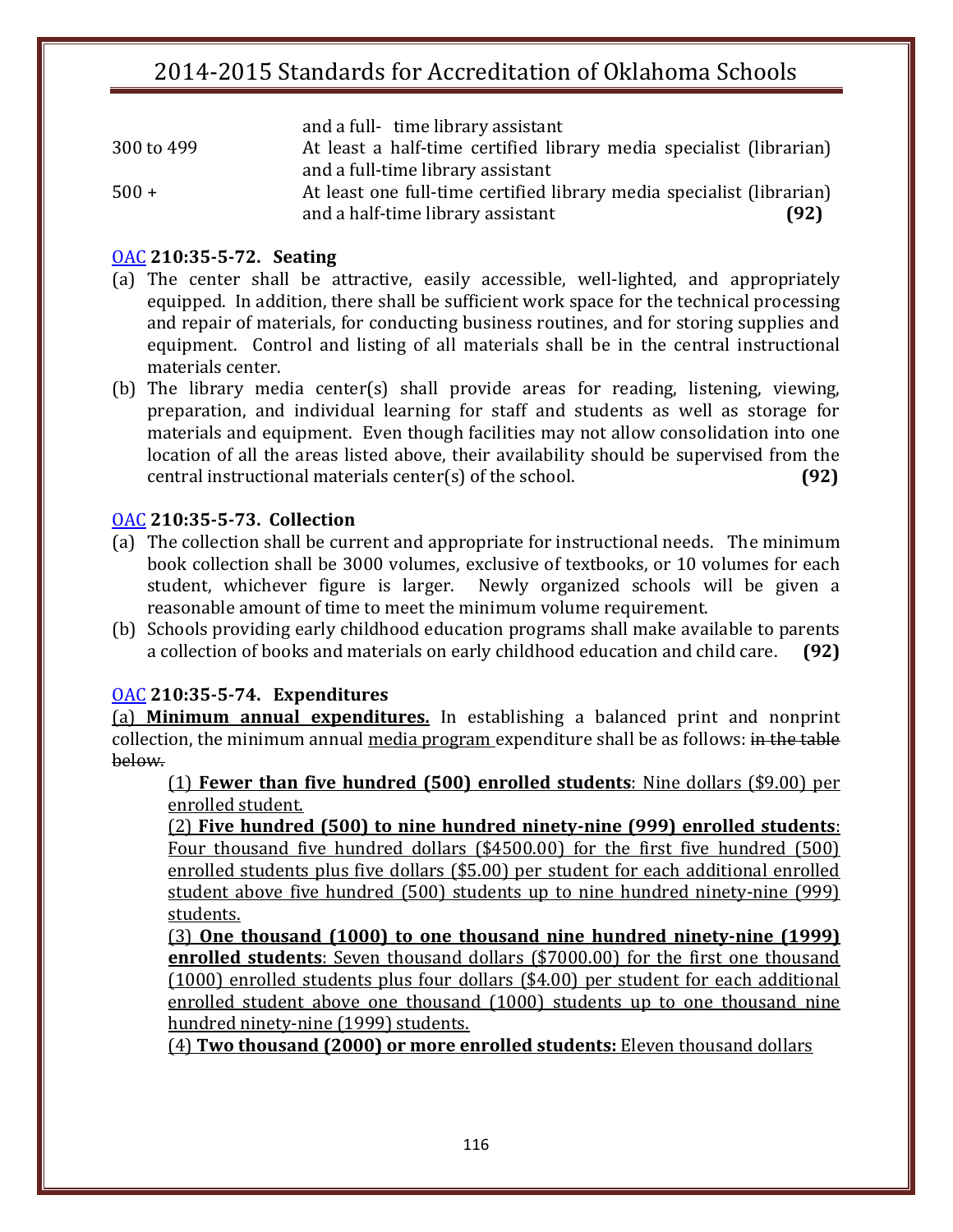| | |
|---|---|
| | and a full- time library assistant |
| 300 to 499 | At least a half-time certified library media specialist (librarian) and a full-time library assistant |
| 500 + | At least one full-time certified library media specialist (librarian) and a half-time library assistant **(92)** |

### OAC **210:35-5-72. Seating**

(a) The center shall be attractive, easily accessible, well-lighted, and appropriately equipped. In addition, there shall be sufficient work space for the technical processing and repair of materials, for conducting business routines, and for storing supplies and equipment. Control and listing of all materials shall be in the central instructional materials center.

(b) The library media center(s) shall provide areas for reading, listening, viewing, preparation, and individual learning for staff and students as well as storage for materials and equipment. Even though facilities may not allow consolidation into one location of all the areas listed above, their availability should be supervised from the central instructional materials center(s) of the school. **(92)**

### OAC **210:35-5-73. Collection**

(a) The collection shall be current and appropriate for instructional needs. The minimum book collection shall be 3000 volumes, exclusive of textbooks, or 10 volumes for each student, whichever figure is larger. Newly organized schools will be given a reasonable amount of time to meet the minimum volume requirement.

(b) Schools providing early childhood education programs shall make available to parents a collection of books and materials on early childhood education and child care. **(92)**

### OAC **210:35-5-74. Expenditures**

(a) **Minimum annual expenditures.** In establishing a balanced print and nonprint collection, the minimum annual media program expenditure shall be as follows: ~~in the table below.~~

(1) **Fewer than five hundred (500) enrolled students**: Nine dollars ($9.00) per enrolled student.

(2) **Five hundred (500) to nine hundred ninety-nine (999) enrolled students**: Four thousand five hundred dollars ($4500.00) for the first five hundred (500) enrolled students plus five dollars ($5.00) per student for each additional enrolled student above five hundred (500) students up to nine hundred ninety-nine (999) students.

(3) **One thousand (1000) to one thousand nine hundred ninety-nine (1999) enrolled students**: Seven thousand dollars ($7000.00) for the first one thousand (1000) enrolled students plus four dollars ($4.00) per student for each additional enrolled student above one thousand (1000) students up to one thousand nine hundred ninety-nine (1999) students.

(4) **Two thousand (2000) or more enrolled students:** Eleven thousand dollars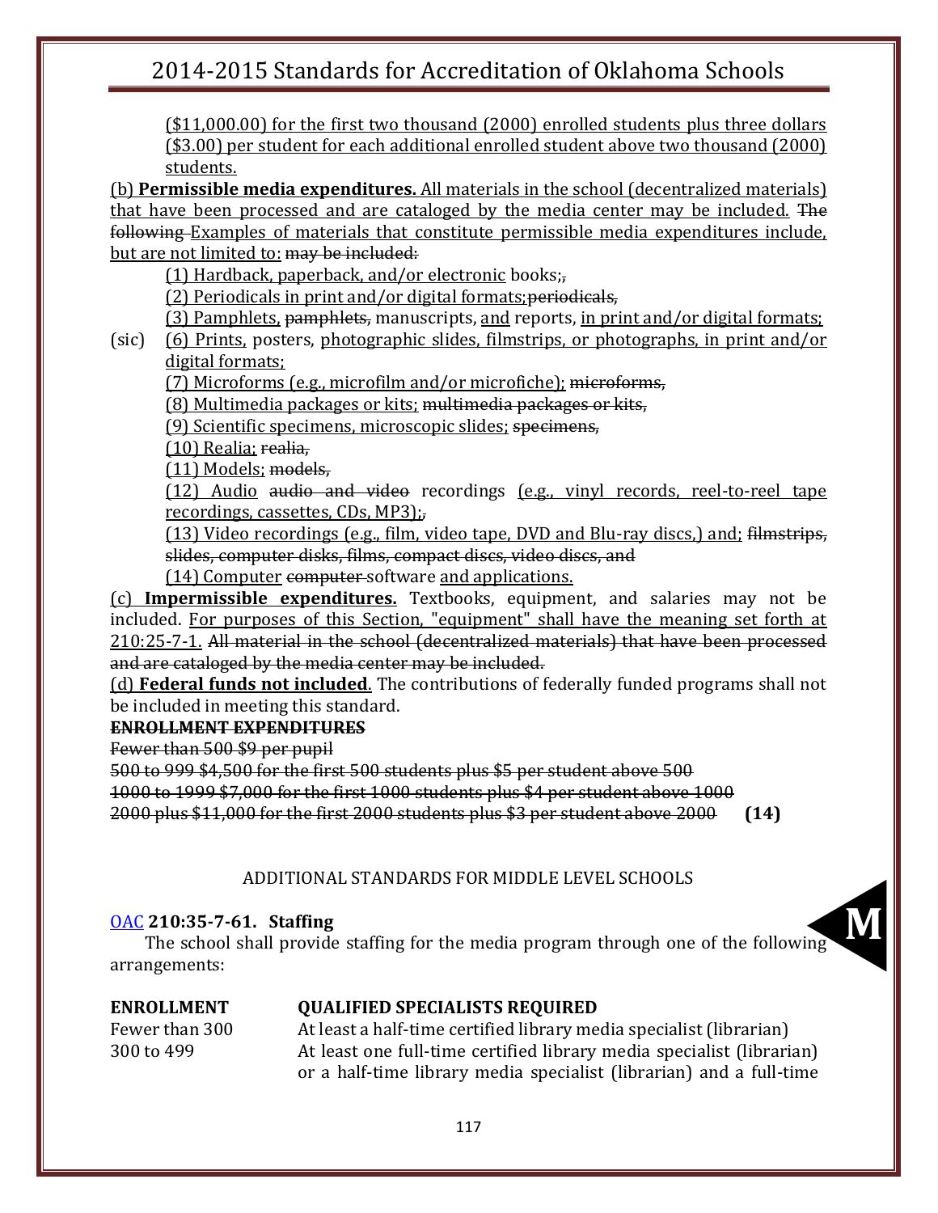($11,000.00) for the first two thousand (2000) enrolled students plus three dollars ($3.00) per student for each additional enrolled student above two thousand (2000) students.

(b) **Permissible media expenditures.** All materials in the school (decentralized materials) that have been processed and are cataloged by the media center may be included. ~~The following~~ Examples of materials that constitute permissible media expenditures include, but are not limited to: ~~may be included:~~

(1) Hardback, paperback, and/or electronic books;~~,~~

(2) Periodicals in print and/or digital formats;~~periodicals,~~

(3) Pamphlets, ~~pamphlets,~~ manuscripts, and reports, in print and/or digital formats;

(sic) (6) Prints, posters, photographic slides, filmstrips, or photographs, in print and/or digital formats;

(7) Microforms (e.g., microfilm and/or microfiche); ~~microforms,~~

(8) Multimedia packages or kits; ~~multimedia packages or kits,~~

(9) Scientific specimens, microscopic slides; ~~specimens,~~

(10) Realia; ~~realia,~~

(11) Models; ~~models,~~

(12) Audio ~~audio and video~~ recordings (e.g., vinyl records, reel-to-reel tape recordings, cassettes, CDs, MP3);~~,~~

(13) Video recordings (e.g., film, video tape, DVD and Blu-ray discs,) and; ~~filmstrips, slides, computer disks, films, compact discs, video discs, and~~

(14) Computer ~~computer~~ software and applications.

(c) **Impermissible expenditures.** Textbooks, equipment, and salaries may not be included. For purposes of this Section, "equipment" shall have the meaning set forth at 210:25-7-1. ~~All material in the school (decentralized materials) that have been processed and are cataloged by the media center may be included.~~

(d) **Federal funds not included**. The contributions of federally funded programs shall not be included in meeting this standard.

~~**ENROLLMENT EXPENDITURES**~~

~~Fewer than 500 $9 per pupil~~

~~500 to 999 $4,500 for the first 500 students plus $5 per student above 500~~

~~1000 to 1999 $7,000 for the first 1000 students plus $4 per student above 1000~~

~~2000 plus $11,000 for the first 2000 students plus $3 per student above 2000~~ **(14)**

ADDITIONAL STANDARDS FOR MIDDLE LEVEL SCHOOLS

M

### OAC **210:35-7-61. Staffing**

The school shall provide staffing for the media program through one of the following arrangements:

| ENROLLMENT | QUALIFIED SPECIALISTS REQUIRED |
|---|---|
| Fewer than 300 | At least a half-time certified library media specialist (librarian) |
| 300 to 499 | At least one full-time certified library media specialist (librarian) or a half-time library media specialist (librarian) and a full-time |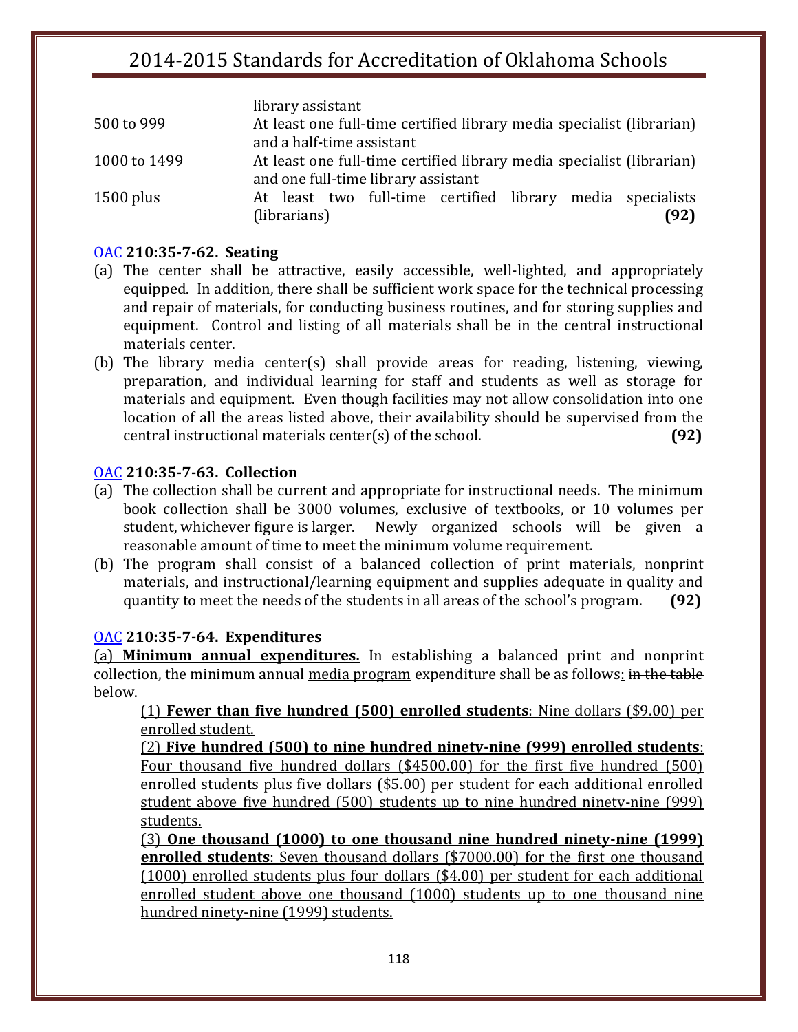| | |
|---|---|
| | library assistant |
| 500 to 999 | At least one full-time certified library media specialist (librarian) and a half-time assistant |
| 1000 to 1499 | At least one full-time certified library media specialist (librarian) and one full-time library assistant |
| 1500 plus | At least two full-time certified library media specialists (librarians) **(92)** |

### [OAC](#) 210:35-7-62. Seating

(a) The center shall be attractive, easily accessible, well-lighted, and appropriately equipped. In addition, there shall be sufficient work space for the technical processing and repair of materials, for conducting business routines, and for storing supplies and equipment. Control and listing of all materials shall be in the central instructional materials center.

(b) The library media center(s) shall provide areas for reading, listening, viewing, preparation, and individual learning for staff and students as well as storage for materials and equipment. Even though facilities may not allow consolidation into one location of all the areas listed above, their availability should be supervised from the central instructional materials center(s) of the school. **(92)**

### [OAC](#) 210:35-7-63. Collection

(a) The collection shall be current and appropriate for instructional needs. The minimum book collection shall be 3000 volumes, exclusive of textbooks, or 10 volumes per student, whichever figure is larger. Newly organized schools will be given a reasonable amount of time to meet the minimum volume requirement.

(b) The program shall consist of a balanced collection of print materials, nonprint materials, and instructional/learning equipment and supplies adequate in quality and quantity to meet the needs of the students in all areas of the school's program. **(92)**

### [OAC](#) 210:35-7-64. Expenditures

<u>(a)</u> <u>**Minimum annual expenditures.**</u> In establishing a balanced print and nonprint collection, the minimum annual <u>media program</u> expenditure shall be as follows<u>:</u> ~~in the table below.~~

<u>(1)</u> <u>**Fewer than five hundred (500) enrolled students**: Nine dollars ($9.00) per enrolled student.</u>

<u>(2)</u> <u>**Five hundred (500) to nine hundred ninety-nine (999) enrolled students**: Four thousand five hundred dollars ($4500.00) for the first five hundred (500) enrolled students plus five dollars ($5.00) per student for each additional enrolled student above five hundred (500) students up to nine hundred ninety-nine (999) students.</u>

<u>(3)</u> <u>**One thousand (1000) to one thousand nine hundred ninety-nine (1999) enrolled students**: Seven thousand dollars ($7000.00) for the first one thousand (1000) enrolled students plus four dollars ($4.00) per student for each additional enrolled student above one thousand (1000) students up to one thousand nine hundred ninety-nine (1999) students.</u>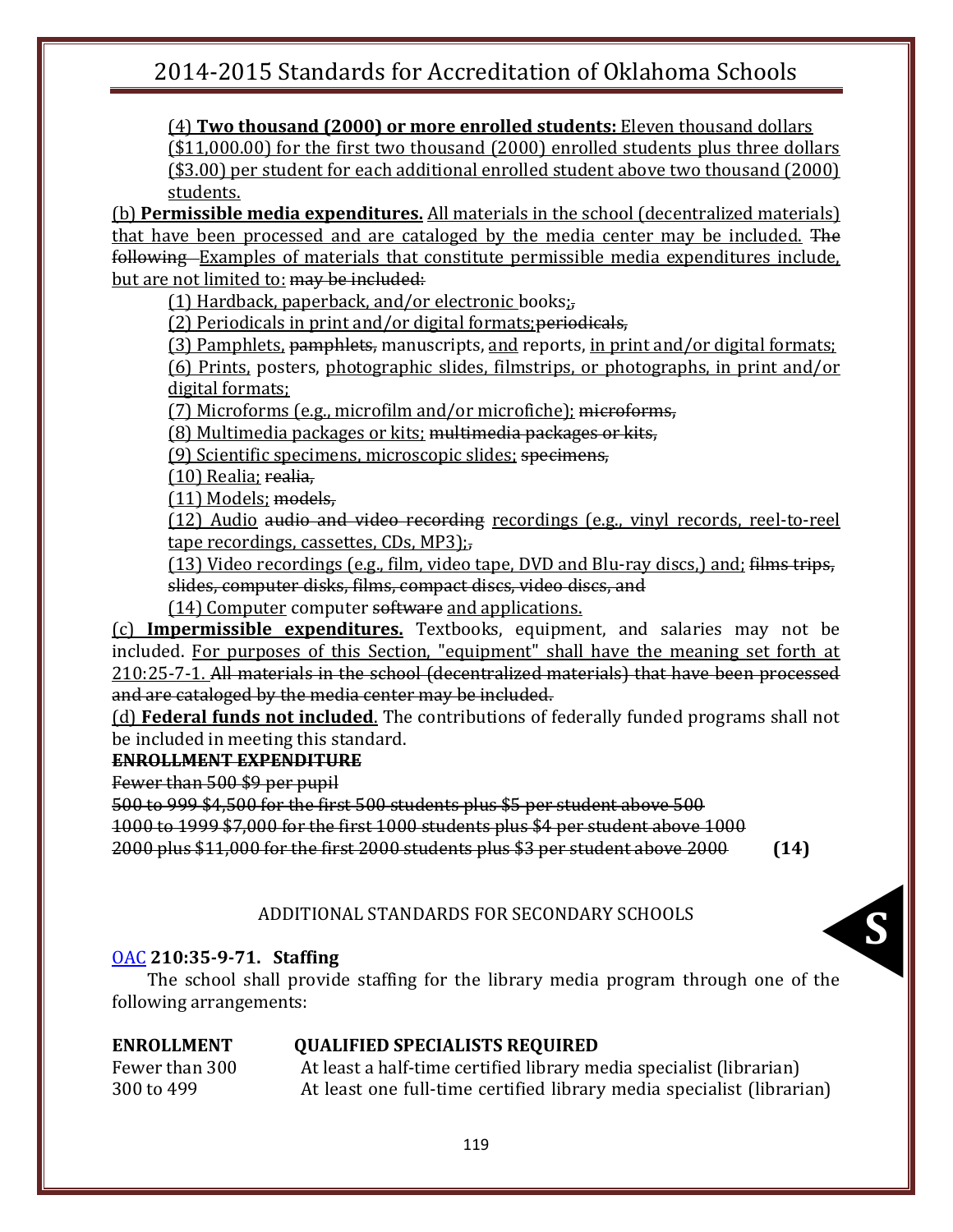(4) **Two thousand (2000) or more enrolled students:** Eleven thousand dollars ($11,000.00) for the first two thousand (2000) enrolled students plus three dollars ($3.00) per student for each additional enrolled student above two thousand (2000) students.

(b) **Permissible media expenditures.** All materials in the school (decentralized materials) that have been processed and are cataloged by the media center may be included. ~~The following~~ Examples of materials that constitute permissible media expenditures include, but are not limited to: ~~may be included:~~

(1) Hardback, paperback, and/or electronic books;~~,~~

(2) Periodicals in print and/or digital formats;~~periodicals,~~

(3) Pamphlets, ~~pamphlets,~~ manuscripts, and reports, in print and/or digital formats;

(6) Prints, posters, photographic slides, filmstrips, or photographs, in print and/or digital formats;

(7) Microforms (e.g., microfilm and/or microfiche); ~~microforms,~~

(8) Multimedia packages or kits; ~~multimedia packages or kits,~~

(9) Scientific specimens, microscopic slides; ~~specimens,~~

(10) Realia; ~~realia,~~

(11) Models; ~~models,~~

(12) Audio ~~audio and video recording~~ recordings (e.g., vinyl records, reel-to-reel tape recordings, cassettes, CDs, MP3);~~,~~

(13) Video recordings (e.g., film, video tape, DVD and Blu-ray discs,) and; ~~films trips, slides, computer disks, films, compact discs, video discs, and~~

(14) Computer computer ~~software~~ and applications.

(c) **Impermissible expenditures.** Textbooks, equipment, and salaries may not be included. For purposes of this Section, "equipment" shall have the meaning set forth at 210:25-7-1. ~~All materials in the school (decentralized materials) that have been processed and are cataloged by the media center may be included.~~

(d) **Federal funds not included**. The contributions of federally funded programs shall not be included in meeting this standard.

~~**ENROLLMENT EXPENDITURE**~~

~~Fewer than 500 $9 per pupil~~

~~500 to 999 $4,500 for the first 500 students plus $5 per student above 500~~

~~1000 to 1999 $7,000 for the first 1000 students plus $4 per student above 1000~~

~~2000 plus $11,000 for the first 2000 students plus $3 per student above 2000~~ **(14)**

ADDITIONAL STANDARDS FOR SECONDARY SCHOOLS

**S**

OAC **210:35-9-71. Staffing**

The school shall provide staffing for the library media program through one of the following arrangements:

| ENROLLMENT | QUALIFIED SPECIALISTS REQUIRED |
|---|---|
| Fewer than 300 | At least a half-time certified library media specialist (librarian) |
| 300 to 499 | At least one full-time certified library media specialist (librarian) |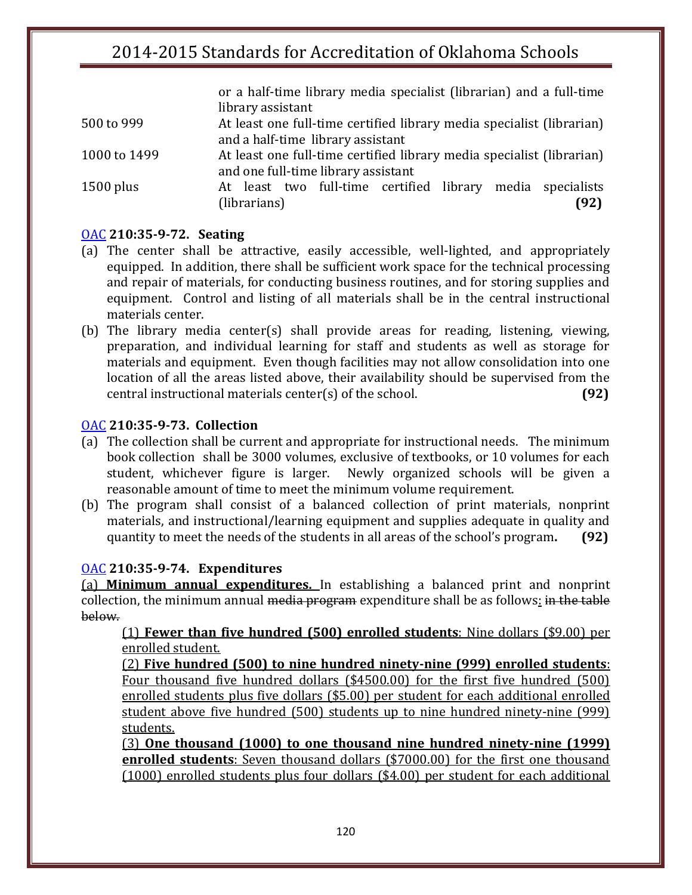| | |
|---|---|
| | or a half-time library media specialist (librarian) and a full-time library assistant |
| 500 to 999 | At least one full-time certified library media specialist (librarian) and a half-time library assistant |
| 1000 to 1499 | At least one full-time certified library media specialist (librarian) and one full-time library assistant |
| 1500 plus | At least two full-time certified library media specialists (librarians) **(92)** |

### OAC **210:35-9-72. Seating**

(a) The center shall be attractive, easily accessible, well-lighted, and appropriately equipped. In addition, there shall be sufficient work space for the technical processing and repair of materials, for conducting business routines, and for storing supplies and equipment. Control and listing of all materials shall be in the central instructional materials center.

(b) The library media center(s) shall provide areas for reading, listening, viewing, preparation, and individual learning for staff and students as well as storage for materials and equipment. Even though facilities may not allow consolidation into one location of all the areas listed above, their availability should be supervised from the central instructional materials center(s) of the school. **(92)**

### OAC **210:35-9-73. Collection**

(a) The collection shall be current and appropriate for instructional needs. The minimum book collection shall be 3000 volumes, exclusive of textbooks, or 10 volumes for each student, whichever figure is larger. Newly organized schools will be given a reasonable amount of time to meet the minimum volume requirement.

(b) The program shall consist of a balanced collection of print materials, nonprint materials, and instructional/learning equipment and supplies adequate in quality and quantity to meet the needs of the students in all areas of the school's program**.** **(92)**

### OAC **210:35-9-74. Expenditures**

<u>(a) **Minimum annual expenditures.**</u> In establishing a balanced print and nonprint collection, the minimum annual ~~media program~~ expenditure shall be as follows<u>:</u> ~~in the table below.~~

<u>(1) **Fewer than five hundred (500) enrolled students**: Nine dollars ($9.00) per enrolled student.</u>

<u>(2) **Five hundred (500) to nine hundred ninety-nine (999) enrolled students**: Four thousand five hundred dollars ($4500.00) for the first five hundred (500) enrolled students plus five dollars ($5.00) per student for each additional enrolled student above five hundred (500) students up to nine hundred ninety-nine (999) students.</u>

<u>(3) **One thousand (1000) to one thousand nine hundred ninety-nine (1999) enrolled students**: Seven thousand dollars ($7000.00) for the first one thousand (1000) enrolled students plus four dollars ($4.00) per student for each additional</u>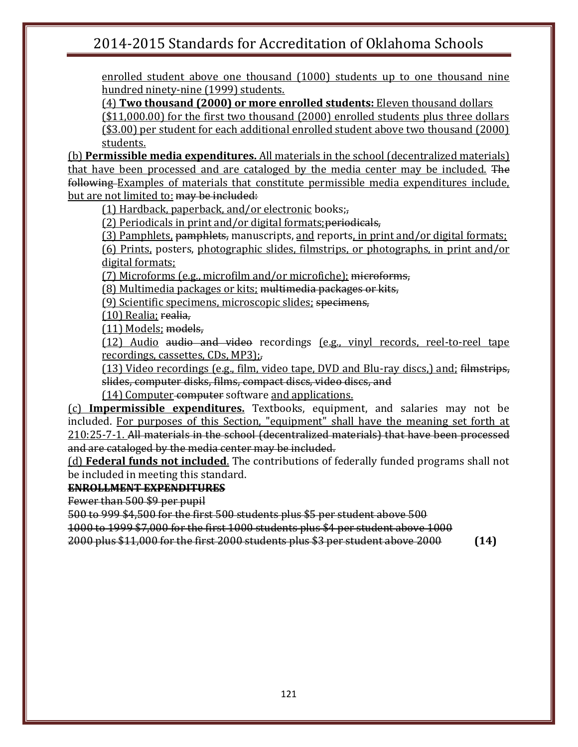enrolled student above one thousand (1000) students up to one thousand nine hundred ninety-nine (1999) students.

(4) **Two thousand (2000) or more enrolled students:** Eleven thousand dollars ($11,000.00) for the first two thousand (2000) enrolled students plus three dollars ($3.00) per student for each additional enrolled student above two thousand (2000) students.

(b) **Permissible media expenditures.** All materials in the school (decentralized materials) that have been processed and are cataloged by the media center may be included. ~~The following~~ Examples of materials that constitute permissible media expenditures include, but are not limited to: ~~may be included:~~

(1) Hardback, paperback, and/or electronic books;~~,~~

(2) Periodicals in print and/or digital formats;~~periodicals,~~

(3) Pamphlets, ~~pamphlets,~~ manuscripts, and reports, in print and/or digital formats;

(6) Prints, posters, photographic slides, filmstrips, or photographs, in print and/or digital formats;

(7) Microforms (e.g., microfilm and/or microfiche); ~~microforms,~~

(8) Multimedia packages or kits; ~~multimedia packages or kits,~~

(9) Scientific specimens, microscopic slides; ~~specimens,~~

(10) Realia; ~~realia,~~

(11) Models; ~~models,~~

(12) Audio ~~audio and video~~ recordings (e.g., vinyl records, reel-to-reel tape recordings, cassettes, CDs, MP3);~~,~~

(13) Video recordings (e.g., film, video tape, DVD and Blu-ray discs,) and; ~~filmstrips, slides, computer disks, films, compact discs, video discs, and~~

(14) Computer ~~computer~~ software and applications.

(c) **Impermissible expenditures.** Textbooks, equipment, and salaries may not be included. For purposes of this Section, "equipment" shall have the meaning set forth at 210:25-7-1. ~~All materials in the school (decentralized materials) that have been processed and are cataloged by the media center may be included.~~

(d) **Federal funds not included**. The contributions of federally funded programs shall not be included in meeting this standard.

~~**ENROLLMENT EXPENDITURES**~~

~~Fewer than 500 $9 per pupil~~

~~500 to 999 $4,500 for the first 500 students plus $5 per student above 500~~

~~1000 to 1999 $7,000 for the first 1000 students plus $4 per student above 1000~~

~~2000 plus $11,000 for the first 2000 students plus $3 per student above 2000~~ **(14)**